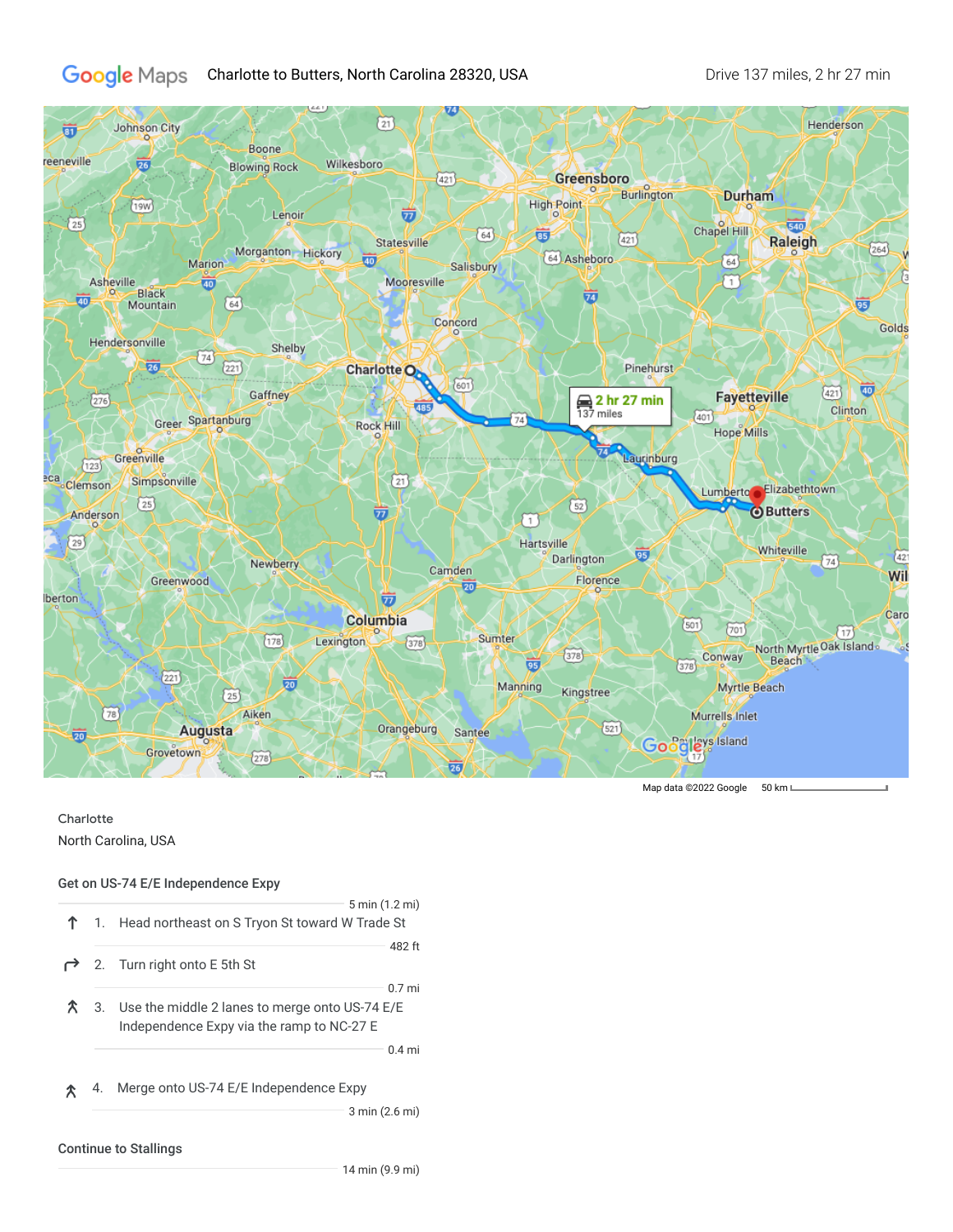Google Maps Charlotte to Butters, North Carolina 28320, USA

Drive 137 miles, 2 hr 27 min

Map data ©2022 Google 50 km

Charlotte
North Carolina, USA

### Get on US-74 E/E Independence Expy

5 min (1.2 mi)

1. Head northeast on S Tryon St toward W Trade St

482 ft

2. Turn right onto E 5th St

0.7 mi

3. Use the middle 2 lanes to merge onto US-74 E/E Independence Expy via the ramp to NC-27 E

0.4 mi

4. Merge onto US-74 E/E Independence Expy

3 min (2.6 mi)

### Continue to Stallings

14 min (9.9 mi)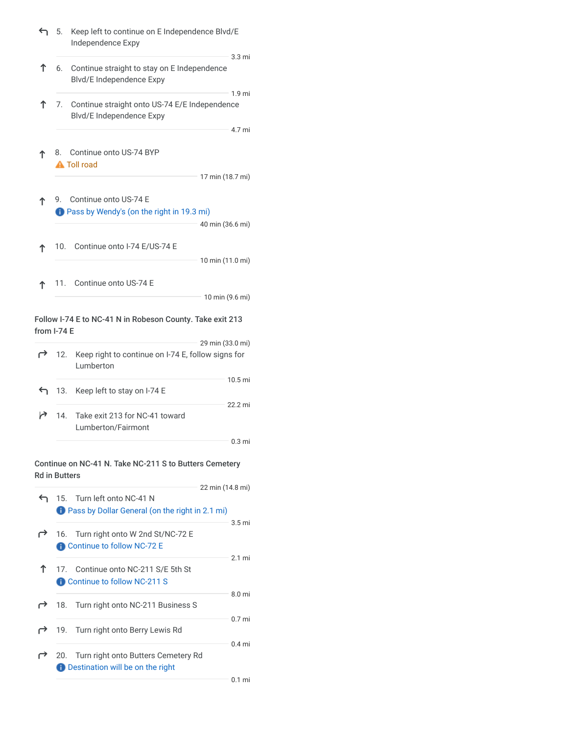5. Keep left to continue on E Independence Blvd/E Independence Expy

3.3 mi

6. Continue straight to stay on E Independence Blvd/E Independence Expy

1.9 mi

7. Continue straight onto US-74 E/E Independence Blvd/E Independence Expy

4.7 mi

8. Continue onto US-74 BYP
⚠ Toll road

17 min (18.7 mi)

9. Continue onto US-74 E
ℹ Pass by Wendy's (on the right in 19.3 mi)

40 min (36.6 mi)

10. Continue onto I-74 E/US-74 E

10 min (11.0 mi)

11. Continue onto US-74 E

10 min (9.6 mi)

**Follow I-74 E to NC-41 N in Robeson County. Take exit 213 from I-74 E**

29 min (33.0 mi)

12. Keep right to continue on I-74 E, follow signs for Lumberton

10.5 mi

13. Keep left to stay on I-74 E

22.2 mi

14. Take exit 213 for NC-41 toward Lumberton/Fairmont

0.3 mi

**Continue on NC-41 N. Take NC-211 S to Butters Cemetery Rd in Butters**

22 min (14.8 mi)

15. Turn left onto NC-41 N
ℹ Pass by Dollar General (on the right in 2.1 mi)

3.5 mi

16. Turn right onto W 2nd St/NC-72 E
ℹ Continue to follow NC-72 E

2.1 mi

17. Continue onto NC-211 S/E 5th St
ℹ Continue to follow NC-211 S

8.0 mi

18. Turn right onto NC-211 Business S

0.7 mi

19. Turn right onto Berry Lewis Rd

0.4 mi

20. Turn right onto Butters Cemetery Rd
ℹ Destination will be on the right

0.1 mi